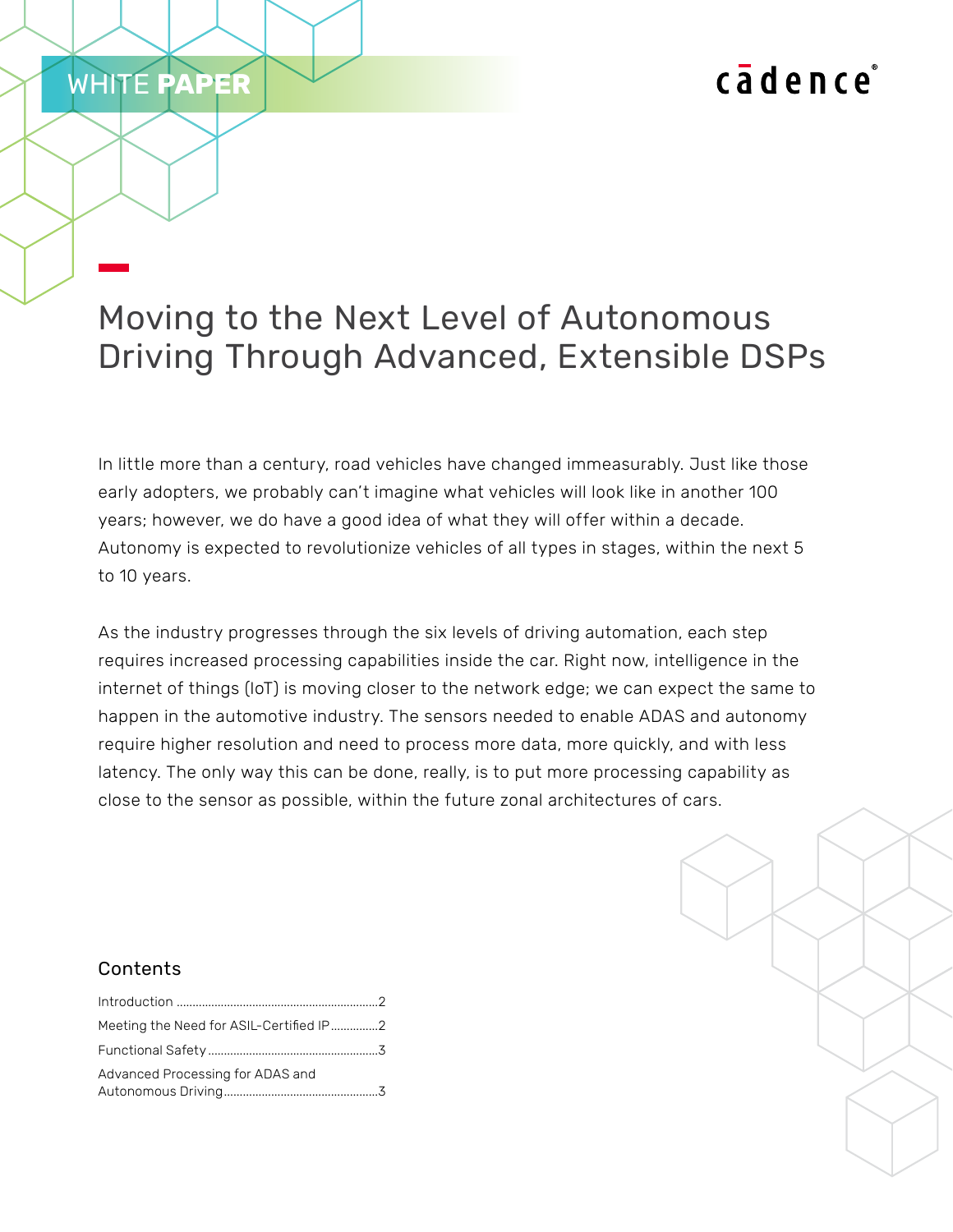WHITE **PAPER**

# Moving to the Next Level of Autonomous Driving Through Advanced, Extensible DSPs

In little more than a century, road vehicles have changed immeasurably. Just like those early adopters, we probably can't imagine what vehicles will look like in another 100 years; however, we do have a good idea of what they will offer within a decade. Autonomy is expected to revolutionize vehicles of all types in stages, within the next 5 to 10 years.

As the industry progresses through the six levels of driving automation, each step requires increased processing capabilities inside the car. Right now, intelligence in the internet of things (IoT) is moving closer to the network edge; we can expect the same to happen in the automotive industry. The sensors needed to enable ADAS and autonomy require higher resolution and need to process more data, more quickly, and with less latency. The only way this can be done, really, is to put more processing capability as close to the sensor as possible, within the future zonal architectures of cars.

## Contents

Introduction ........................................ 2
Meeting the Need for ASIL-Certified IP ........................................ 2
Functional Safety ........................................ 3
Advanced Processing for ADAS and Autonomous Driving ........................................ 3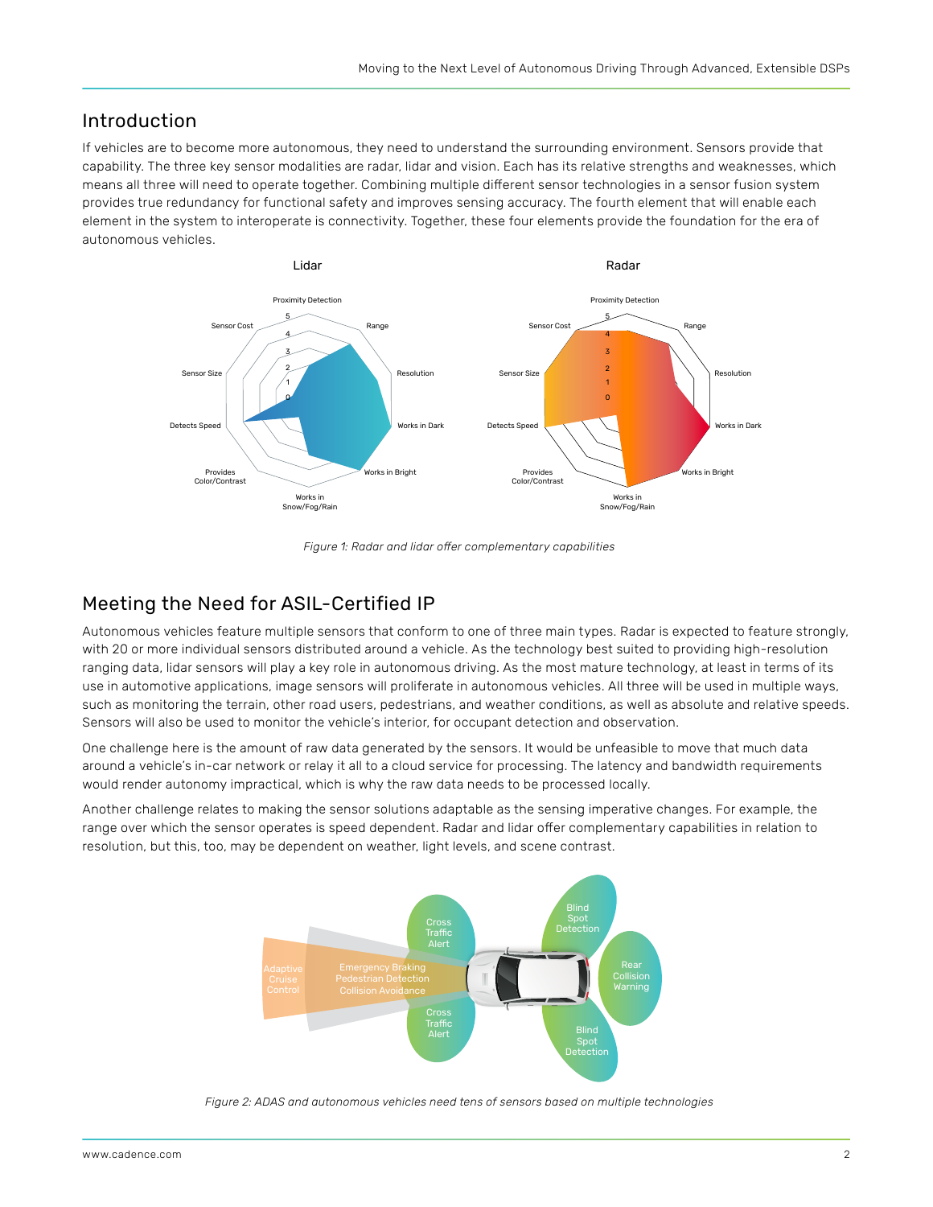## Introduction

If vehicles are to become more autonomous, they need to understand the surrounding environment. Sensors provide that capability. The three key sensor modalities are radar, lidar and vision. Each has its relative strengths and weaknesses, which means all three will need to operate together. Combining multiple different sensor technologies in a sensor fusion system provides true redundancy for functional safety and improves sensing accuracy. The fourth element that will enable each element in the system to interoperate is connectivity. Together, these four elements provide the foundation for the era of autonomous vehicles.

*Figure 1: Radar and lidar offer complementary capabilities*

## Meeting the Need for ASIL-Certified IP

Autonomous vehicles feature multiple sensors that conform to one of three main types. Radar is expected to feature strongly, with 20 or more individual sensors distributed around a vehicle. As the technology best suited to providing high-resolution ranging data, lidar sensors will play a key role in autonomous driving. As the most mature technology, at least in terms of its use in automotive applications, image sensors will proliferate in autonomous vehicles. All three will be used in multiple ways, such as monitoring the terrain, other road users, pedestrians, and weather conditions, as well as absolute and relative speeds. Sensors will also be used to monitor the vehicle's interior, for occupant detection and observation.

One challenge here is the amount of raw data generated by the sensors. It would be unfeasible to move that much data around a vehicle's in-car network or relay it all to a cloud service for processing. The latency and bandwidth requirements would render autonomy impractical, which is why the raw data needs to be processed locally.

Another challenge relates to making the sensor solutions adaptable as the sensing imperative changes. For example, the range over which the sensor operates is speed dependent. Radar and lidar offer complementary capabilities in relation to resolution, but this, too, may be dependent on weather, light levels, and scene contrast.

*Figure 2: ADAS and autonomous vehicles need tens of sensors based on multiple technologies*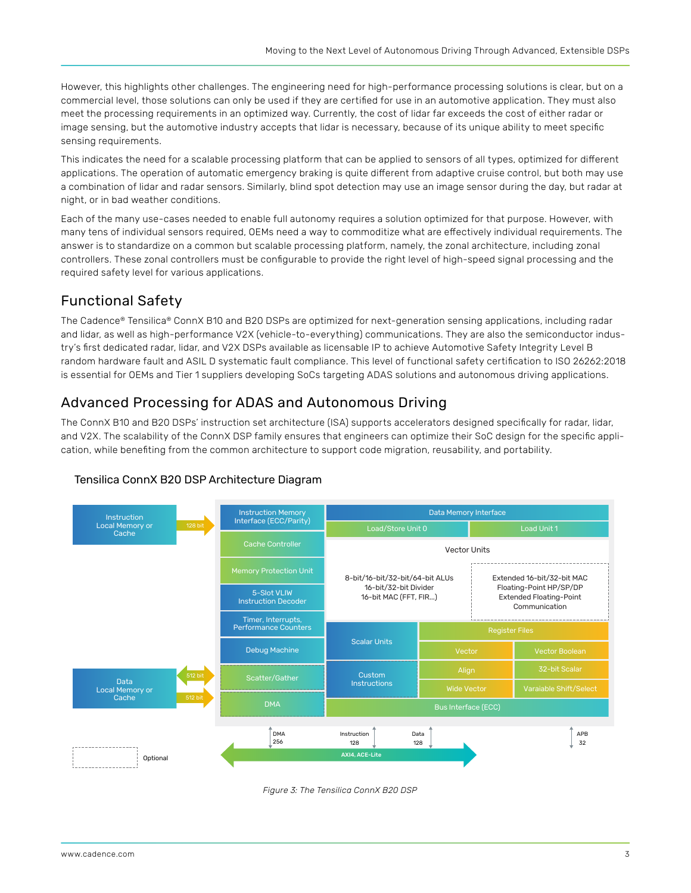However, this highlights other challenges. The engineering need for high-performance processing solutions is clear, but on a commercial level, those solutions can only be used if they are certified for use in an automotive application. They must also meet the processing requirements in an optimized way. Currently, the cost of lidar far exceeds the cost of either radar or image sensing, but the automotive industry accepts that lidar is necessary, because of its unique ability to meet specific sensing requirements.

This indicates the need for a scalable processing platform that can be applied to sensors of all types, optimized for different applications. The operation of automatic emergency braking is quite different from adaptive cruise control, but both may use a combination of lidar and radar sensors. Similarly, blind spot detection may use an image sensor during the day, but radar at night, or in bad weather conditions.

Each of the many use-cases needed to enable full autonomy requires a solution optimized for that purpose. However, with many tens of individual sensors required, OEMs need a way to commoditize what are effectively individual requirements. The answer is to standardize on a common but scalable processing platform, namely, the zonal architecture, including zonal controllers. These zonal controllers must be configurable to provide the right level of high-speed signal processing and the required safety level for various applications.

## Functional Safety

The Cadence® Tensilica® ConnX B10 and B20 DSPs are optimized for next-generation sensing applications, including radar and lidar, as well as high-performance V2X (vehicle-to-everything) communications. They are also the semiconductor industry's first dedicated radar, lidar, and V2X DSPs available as licensable IP to achieve Automotive Safety Integrity Level B random hardware fault and ASIL D systematic fault compliance. This level of functional safety certification to ISO 26262:2018 is essential for OEMs and Tier 1 suppliers developing SoCs targeting ADAS solutions and autonomous driving applications.

## Advanced Processing for ADAS and Autonomous Driving

The ConnX B10 and B20 DSPs' instruction set architecture (ISA) supports accelerators designed specifically for radar, lidar, and V2X. The scalability of the ConnX DSP family ensures that engineers can optimize their SoC design for the specific application, while benefiting from the common architecture to support code migration, reusability, and portability.

### Tensilica ConnX B20 DSP Architecture Diagram

Instruction Local Memory or Cache — 128 bit

Instruction Memory Interface (ECC/Parity)

Cache Controller

Memory Protection Unit

5-Slot VLIW Instruction Decoder

Timer, Interrupts, Performance Counters

Debug Machine

Data Local Memory or Cache — 512 bit / 512 bit

Scatter/Gather

DMA

Data Memory Interface

Load/Store Unit 0 | Load Unit 1

Vector Units

8-bit/16-bit/32-bit/64-bit ALUs
16-bit/32-bit Divider
16-bit MAC (FFT, FIR...)

Extended 16-bit/32-bit MAC
Floating-Point HP/SP/DP
Extended Floating-Point
Communication

Scalar Units

Custom Instructions

Register Files: Vector, Vector Boolean, Align, 32-bit Scalar, Wide Vector, Varaiable Shift/Select

Bus Interface (ECC)

DMA 256 | Instruction 128 | Data 128 | APB 32

AXI4, ACE-Lite

Optional

*Figure 3: The Tensilica ConnX B20 DSP*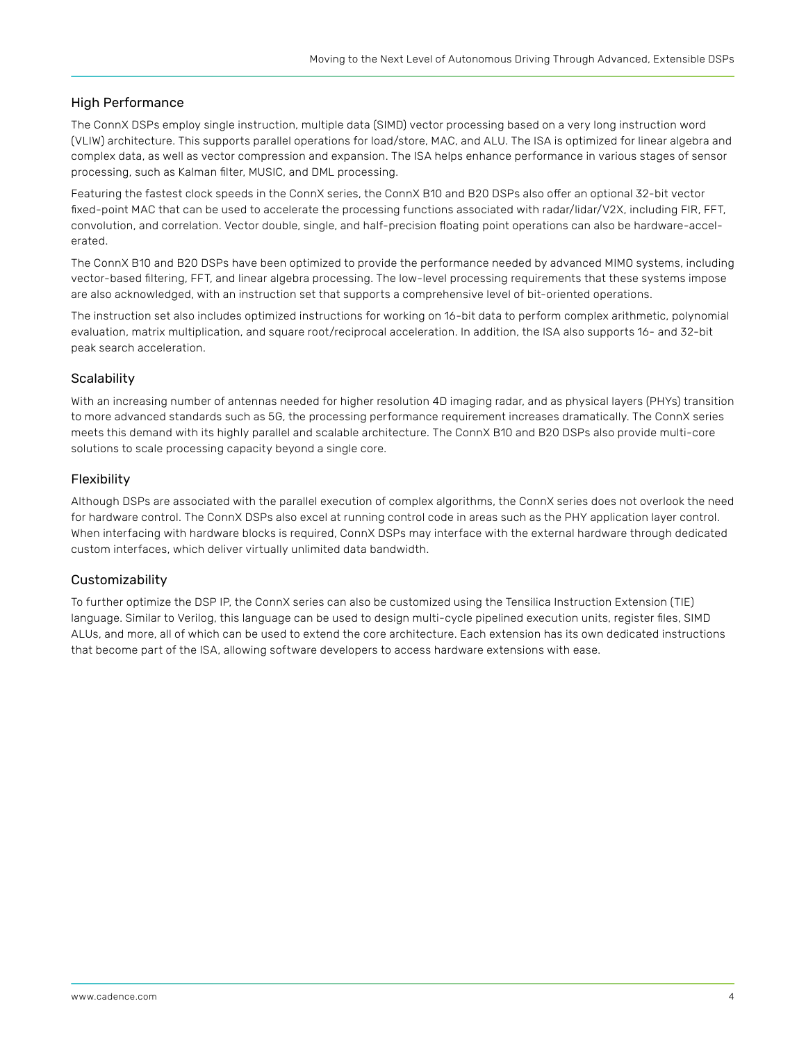## High Performance

The ConnX DSPs employ single instruction, multiple data (SIMD) vector processing based on a very long instruction word (VLIW) architecture. This supports parallel operations for load/store, MAC, and ALU. The ISA is optimized for linear algebra and complex data, as well as vector compression and expansion. The ISA helps enhance performance in various stages of sensor processing, such as Kalman filter, MUSIC, and DML processing.

Featuring the fastest clock speeds in the ConnX series, the ConnX B10 and B20 DSPs also offer an optional 32-bit vector fixed-point MAC that can be used to accelerate the processing functions associated with radar/lidar/V2X, including FIR, FFT, convolution, and correlation. Vector double, single, and half-precision floating point operations can also be hardware-accelerated.

The ConnX B10 and B20 DSPs have been optimized to provide the performance needed by advanced MIMO systems, including vector-based filtering, FFT, and linear algebra processing. The low-level processing requirements that these systems impose are also acknowledged, with an instruction set that supports a comprehensive level of bit-oriented operations.

The instruction set also includes optimized instructions for working on 16-bit data to perform complex arithmetic, polynomial evaluation, matrix multiplication, and square root/reciprocal acceleration. In addition, the ISA also supports 16- and 32-bit peak search acceleration.

## Scalability

With an increasing number of antennas needed for higher resolution 4D imaging radar, and as physical layers (PHYs) transition to more advanced standards such as 5G, the processing performance requirement increases dramatically. The ConnX series meets this demand with its highly parallel and scalable architecture. The ConnX B10 and B20 DSPs also provide multi-core solutions to scale processing capacity beyond a single core.

## Flexibility

Although DSPs are associated with the parallel execution of complex algorithms, the ConnX series does not overlook the need for hardware control. The ConnX DSPs also excel at running control code in areas such as the PHY application layer control. When interfacing with hardware blocks is required, ConnX DSPs may interface with the external hardware through dedicated custom interfaces, which deliver virtually unlimited data bandwidth.

## Customizability

To further optimize the DSP IP, the ConnX series can also be customized using the Tensilica Instruction Extension (TIE) language. Similar to Verilog, this language can be used to design multi-cycle pipelined execution units, register files, SIMD ALUs, and more, all of which can be used to extend the core architecture. Each extension has its own dedicated instructions that become part of the ISA, allowing software developers to access hardware extensions with ease.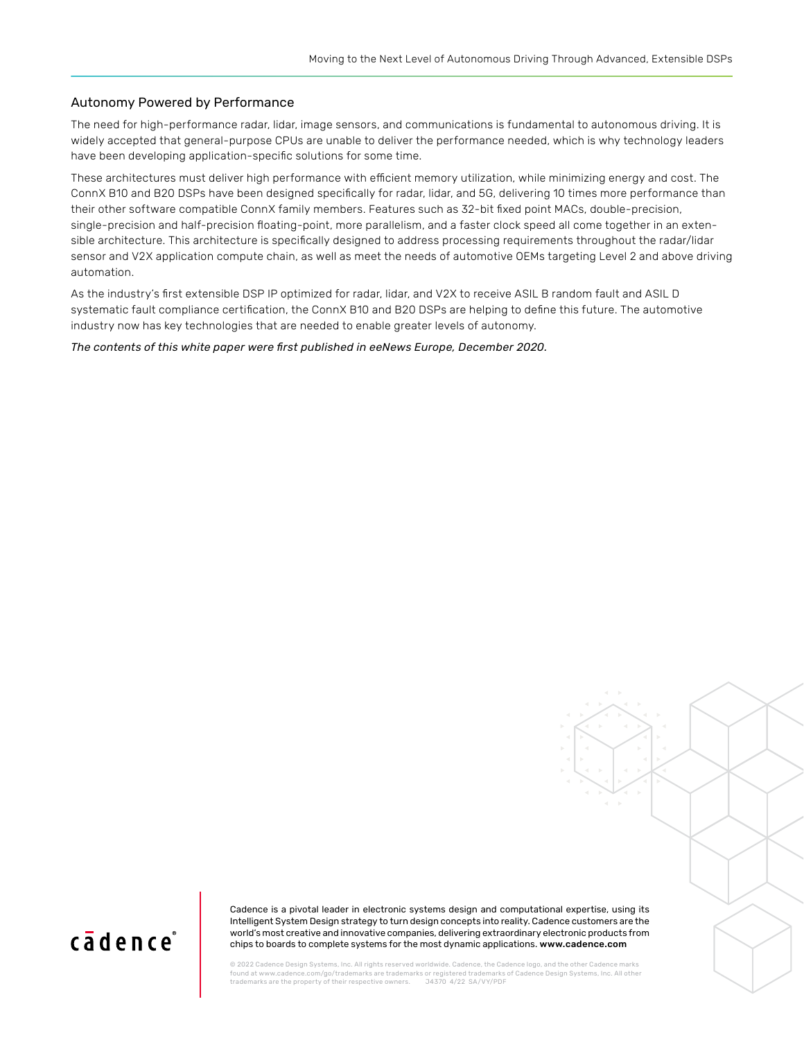## Autonomy Powered by Performance

The need for high-performance radar, lidar, image sensors, and communications is fundamental to autonomous driving. It is widely accepted that general-purpose CPUs are unable to deliver the performance needed, which is why technology leaders have been developing application-specific solutions for some time.

These architectures must deliver high performance with efficient memory utilization, while minimizing energy and cost. The ConnX B10 and B20 DSPs have been designed specifically for radar, lidar, and 5G, delivering 10 times more performance than their other software compatible ConnX family members. Features such as 32-bit fixed point MACs, double-precision, single-precision and half-precision floating-point, more parallelism, and a faster clock speed all come together in an extensible architecture. This architecture is specifically designed to address processing requirements throughout the radar/lidar sensor and V2X application compute chain, as well as meet the needs of automotive OEMs targeting Level 2 and above driving automation.

As the industry's first extensible DSP IP optimized for radar, lidar, and V2X to receive ASIL B random fault and ASIL D systematic fault compliance certification, the ConnX B10 and B20 DSPs are helping to define this future. The automotive industry now has key technologies that are needed to enable greater levels of autonomy.

*The contents of this white paper were first published in eeNews Europe, December 2020.*

cādence®

Cadence is a pivotal leader in electronic systems design and computational expertise, using its Intelligent System Design strategy to turn design concepts into reality. Cadence customers are the world's most creative and innovative companies, delivering extraordinary electronic products from chips to boards to complete systems for the most dynamic applications. **www.cadence.com**

© 2022 Cadence Design Systems, Inc. All rights reserved worldwide. Cadence, the Cadence logo, and the other Cadence marks found at www.cadence.com/go/trademarks are trademarks or registered trademarks of Cadence Design Systems, Inc. All other trademarks are the property of their respective owners. J4370 4/22 SA/VY/PDF